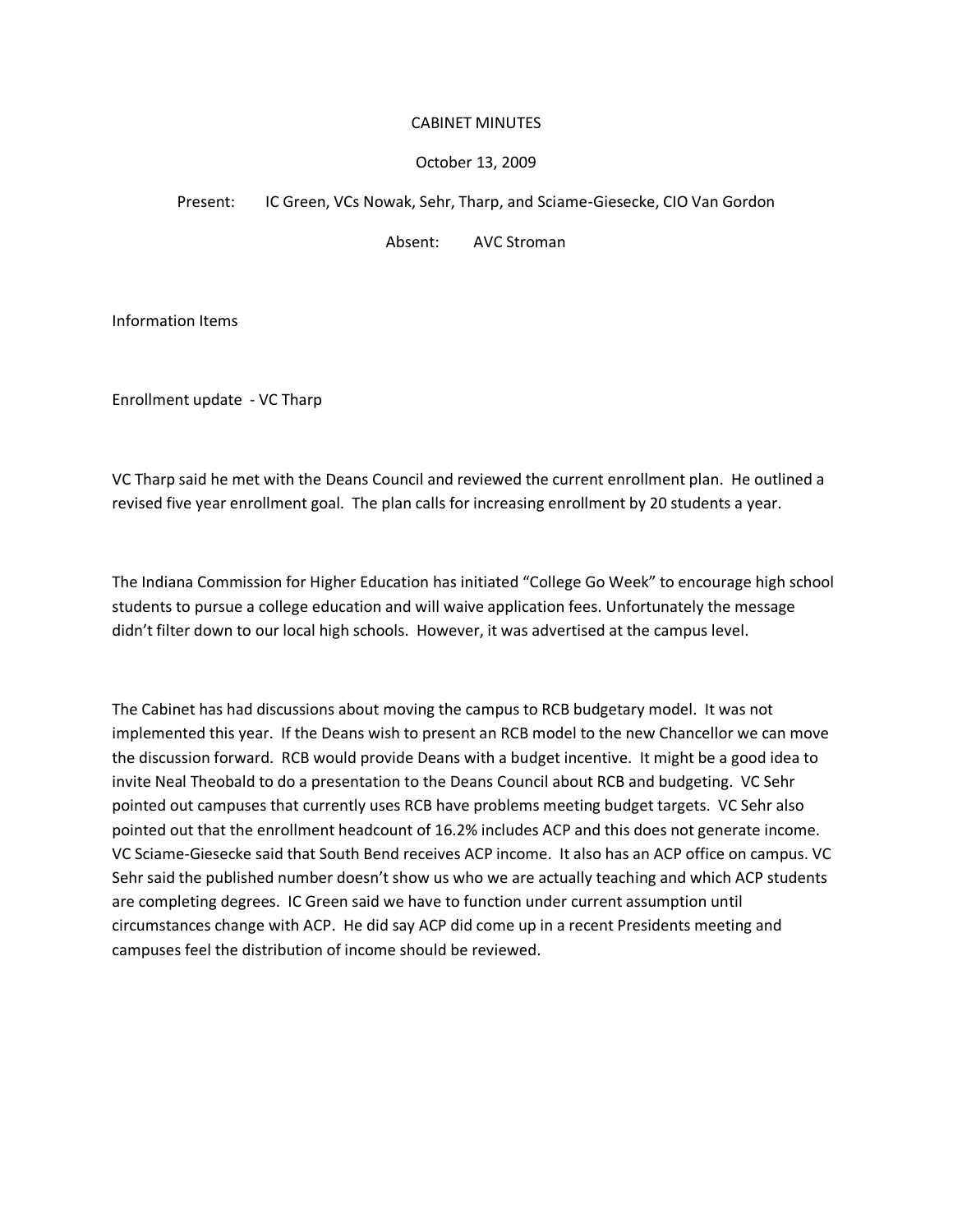# CABINET MINUTES

October 13, 2009

Present: IC Green, VCs Nowak, Sehr, Tharp, and Sciame-Giesecke, CIO Van Gordon

Absent: AVC Stroman

## Information Items

### Enrollment update - VC Tharp

VC Tharp said he met with the Deans Council and reviewed the current enrollment plan. He outlined a revised five year enrollment goal. The plan calls for increasing enrollment by 20 students a year.

The Indiana Commission for Higher Education has initiated "College Go Week" to encourage high school students to pursue a college education and will waive application fees. Unfortunately the message didn't filter down to our local high schools. However, it was advertised at the campus level.

The Cabinet has had discussions about moving the campus to RCB budgetary model. It was not implemented this year. If the Deans wish to present an RCB model to the new Chancellor we can move the discussion forward. RCB would provide Deans with a budget incentive. It might be a good idea to invite Neal Theobald to do a presentation to the Deans Council about RCB and budgeting. VC Sehr pointed out campuses that currently uses RCB have problems meeting budget targets. VC Sehr also pointed out that the enrollment headcount of 16.2% includes ACP and this does not generate income. VC Sciame-Giesecke said that South Bend receives ACP income. It also has an ACP office on campus. VC Sehr said the published number doesn't show us who we are actually teaching and which ACP students are completing degrees. IC Green said we have to function under current assumption until circumstances change with ACP. He did say ACP did come up in a recent Presidents meeting and campuses feel the distribution of income should be reviewed.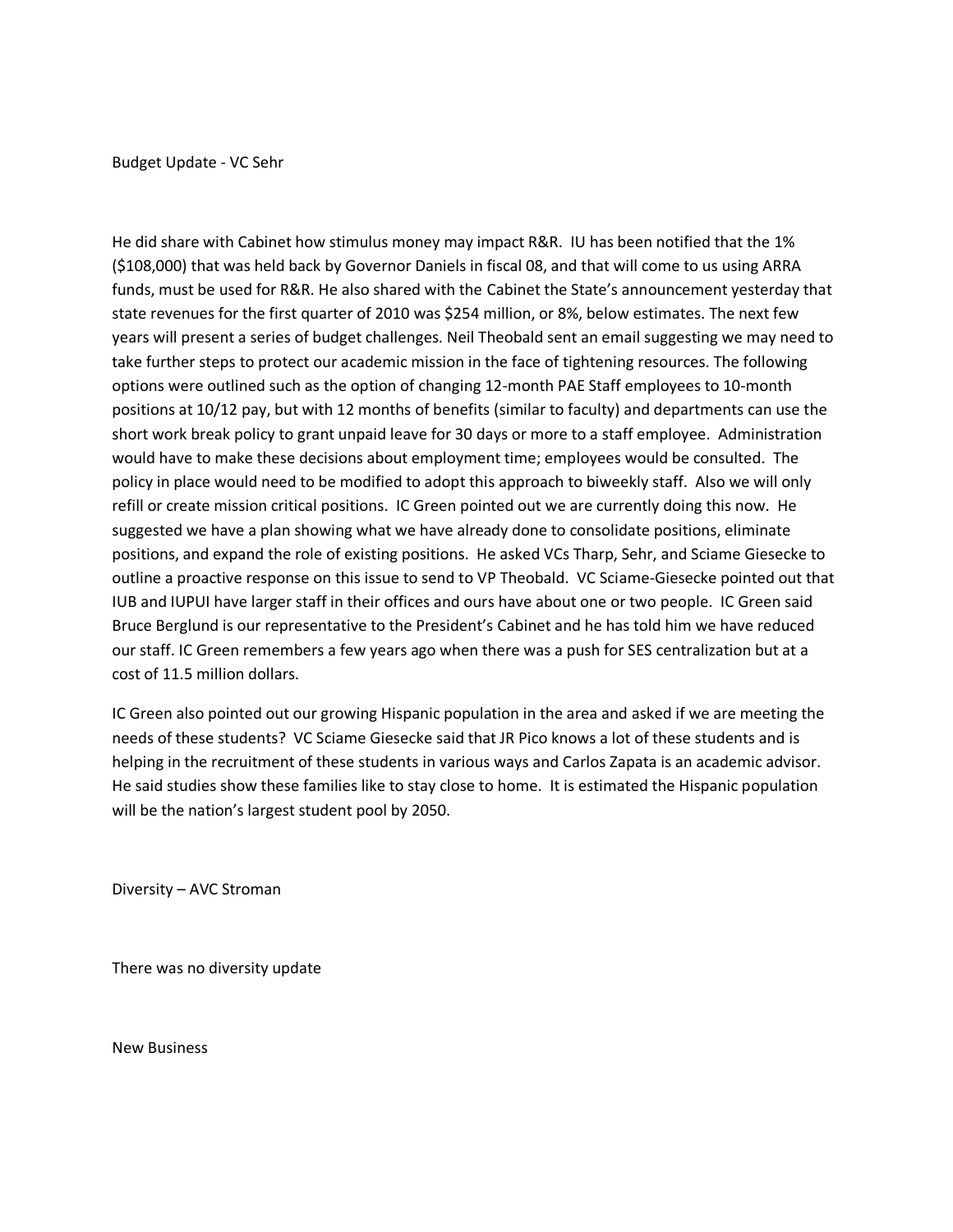Budget Update - VC Sehr

He did share with Cabinet how stimulus money may impact R&R. IU has been notified that the 1% ($108,000) that was held back by Governor Daniels in fiscal 08, and that will come to us using ARRA funds, must be used for R&R. He also shared with the Cabinet the State's announcement yesterday that state revenues for the first quarter of 2010 was $254 million, or 8%, below estimates. The next few years will present a series of budget challenges. Neil Theobald sent an email suggesting we may need to take further steps to protect our academic mission in the face of tightening resources. The following options were outlined such as the option of changing 12-month PAE Staff employees to 10-month positions at 10/12 pay, but with 12 months of benefits (similar to faculty) and departments can use the short work break policy to grant unpaid leave for 30 days or more to a staff employee. Administration would have to make these decisions about employment time; employees would be consulted. The policy in place would need to be modified to adopt this approach to biweekly staff. Also we will only refill or create mission critical positions. IC Green pointed out we are currently doing this now. He suggested we have a plan showing what we have already done to consolidate positions, eliminate positions, and expand the role of existing positions. He asked VCs Tharp, Sehr, and Sciame Giesecke to outline a proactive response on this issue to send to VP Theobald. VC Sciame-Giesecke pointed out that IUB and IUPUI have larger staff in their offices and ours have about one or two people. IC Green said Bruce Berglund is our representative to the President's Cabinet and he has told him we have reduced our staff. IC Green remembers a few years ago when there was a push for SES centralization but at a cost of 11.5 million dollars.

IC Green also pointed out our growing Hispanic population in the area and asked if we are meeting the needs of these students? VC Sciame Giesecke said that JR Pico knows a lot of these students and is helping in the recruitment of these students in various ways and Carlos Zapata is an academic advisor. He said studies show these families like to stay close to home. It is estimated the Hispanic population will be the nation's largest student pool by 2050.

Diversity – AVC Stroman

There was no diversity update

New Business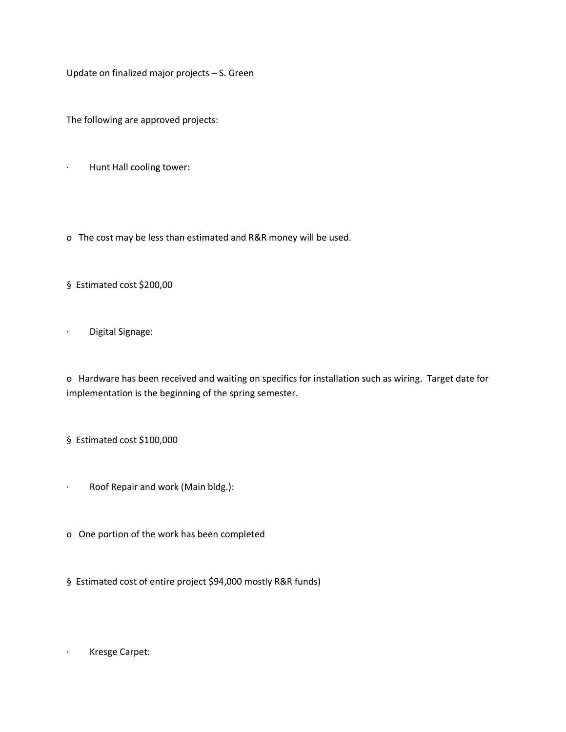Update on finalized major projects – S. Green

The following are approved projects:

- Hunt Hall cooling tower:
  - The cost may be less than estimated and R&R money will be used.
    - Estimated cost $200,00
- Digital Signage:
  - Hardware has been received and waiting on specifics for installation such as wiring. Target date for implementation is the beginning of the spring semester.
    - Estimated cost $100,000
- Roof Repair and work (Main bldg.):
  - One portion of the work has been completed
    - Estimated cost of entire project $94,000 mostly R&R funds)
- Kresge Carpet: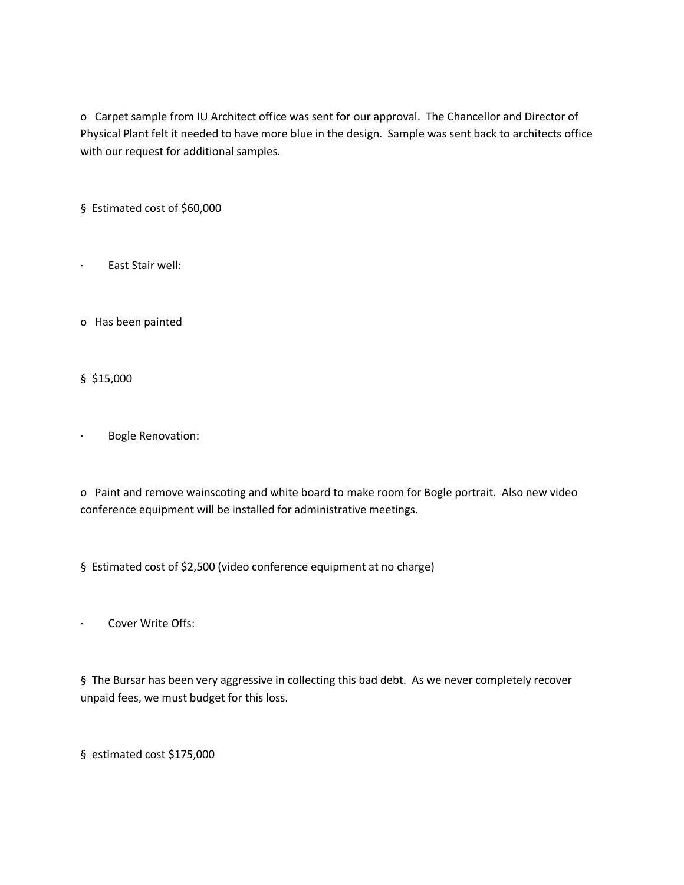o  Carpet sample from IU Architect office was sent for our approval.  The Chancellor and Director of Physical Plant felt it needed to have more blue in the design.  Sample was sent back to architects office with our request for additional samples.

§  Estimated cost of $60,000

·  East Stair well:

o  Has been painted

§  $15,000

·  Bogle Renovation:

o  Paint and remove wainscoting and white board to make room for Bogle portrait.  Also new video conference equipment will be installed for administrative meetings.

§  Estimated cost of $2,500 (video conference equipment at no charge)

·  Cover Write Offs:

§  The Bursar has been very aggressive in collecting this bad debt.  As we never completely recover unpaid fees, we must budget for this loss.

§  estimated cost $175,000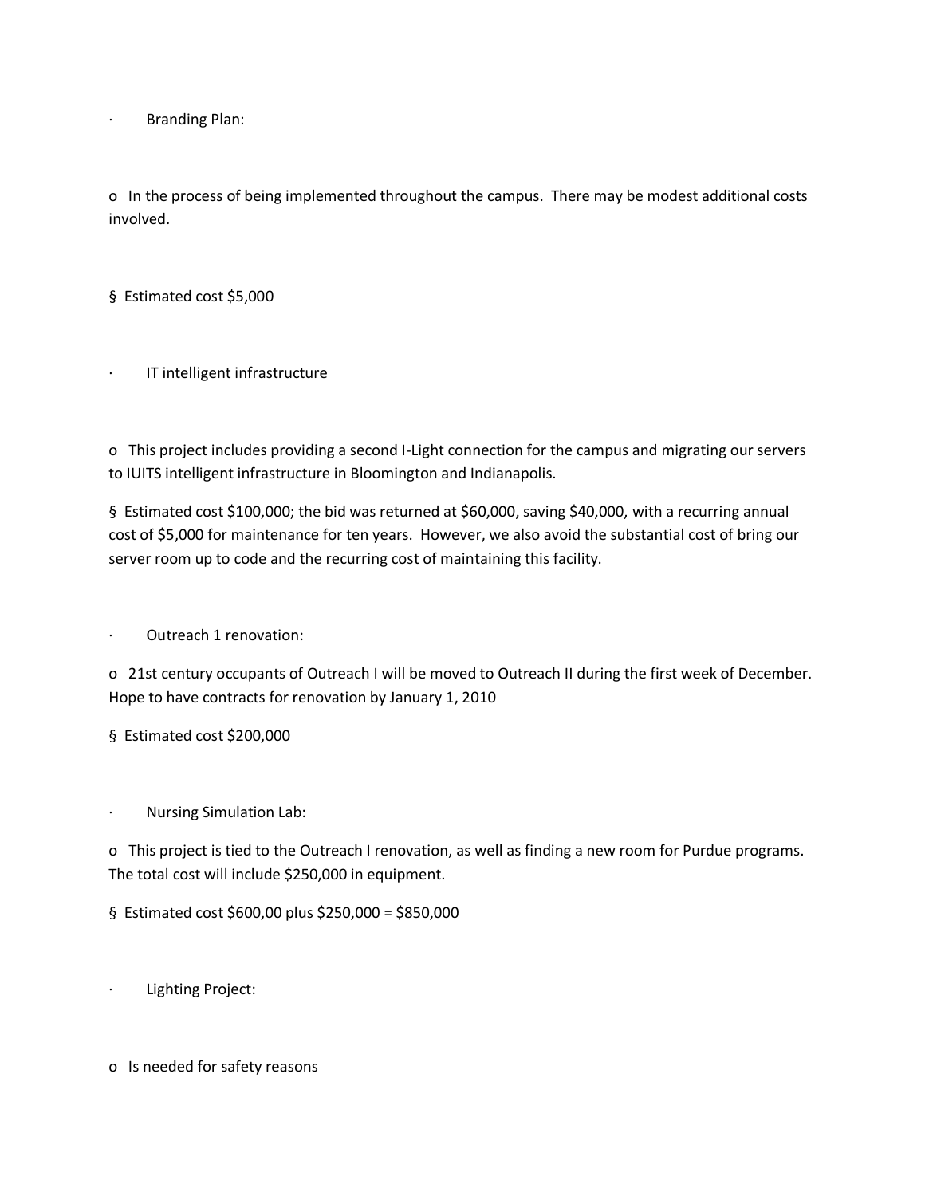- Branding Plan:
  - In the process of being implemented throughout the campus. There may be modest additional costs involved.
    - Estimated cost $5,000
- IT intelligent infrastructure
  - This project includes providing a second I-Light connection for the campus and migrating our servers to IUITS intelligent infrastructure in Bloomington and Indianapolis.
    - Estimated cost $100,000; the bid was returned at $60,000, saving $40,000, with a recurring annual cost of $5,000 for maintenance for ten years. However, we also avoid the substantial cost of bring our server room up to code and the recurring cost of maintaining this facility.
- Outreach 1 renovation:
  - 21st century occupants of Outreach I will be moved to Outreach II during the first week of December. Hope to have contracts for renovation by January 1, 2010
    - Estimated cost $200,000
- Nursing Simulation Lab:
  - This project is tied to the Outreach I renovation, as well as finding a new room for Purdue programs. The total cost will include $250,000 in equipment.
    - Estimated cost $600,00 plus $250,000 = $850,000
- Lighting Project:
  - Is needed for safety reasons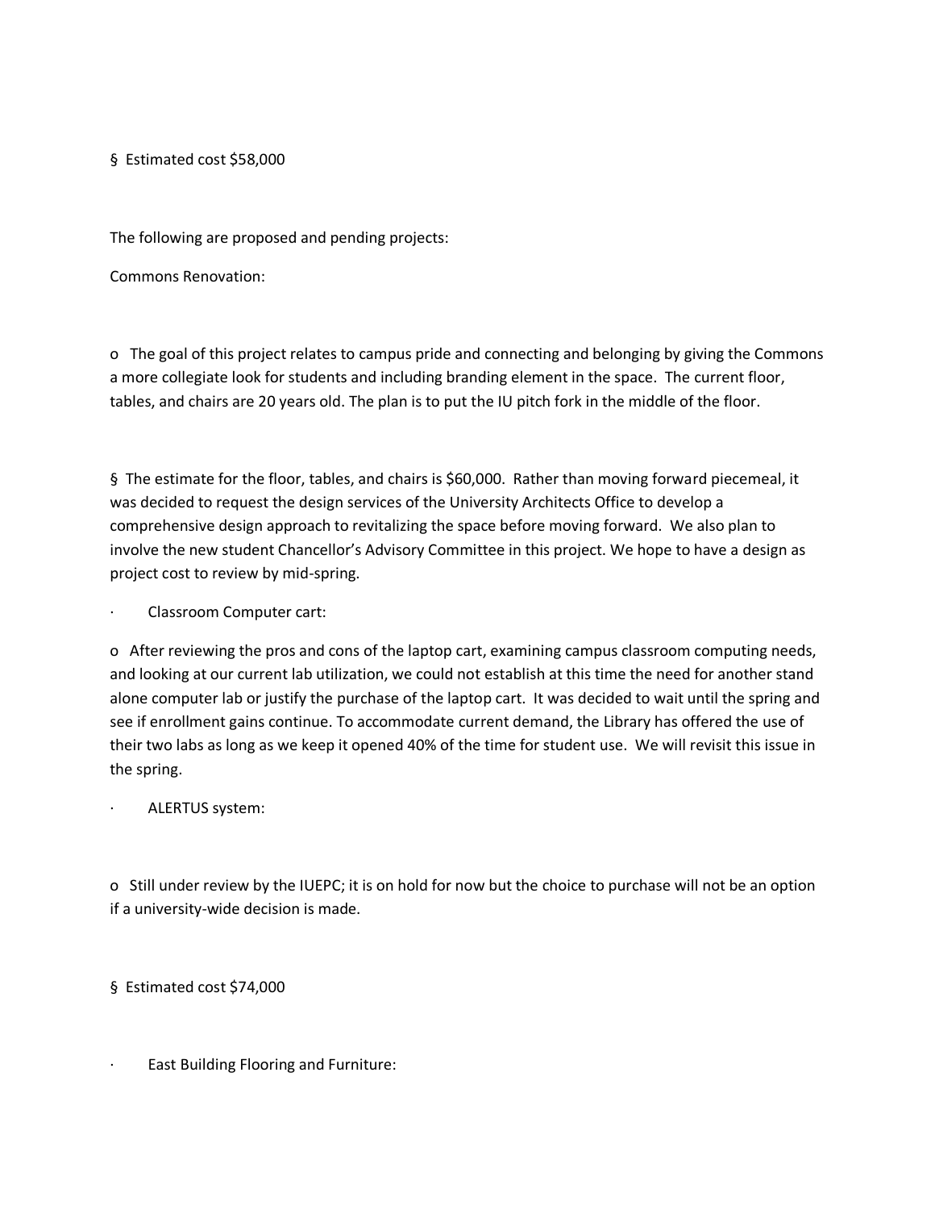§ Estimated cost $58,000

The following are proposed and pending projects:

Commons Renovation:

o The goal of this project relates to campus pride and connecting and belonging by giving the Commons a more collegiate look for students and including branding element in the space. The current floor, tables, and chairs are 20 years old. The plan is to put the IU pitch fork in the middle of the floor.

§ The estimate for the floor, tables, and chairs is $60,000. Rather than moving forward piecemeal, it was decided to request the design services of the University Architects Office to develop a comprehensive design approach to revitalizing the space before moving forward. We also plan to involve the new student Chancellor's Advisory Committee in this project. We hope to have a design as project cost to review by mid-spring.

· Classroom Computer cart:

o After reviewing the pros and cons of the laptop cart, examining campus classroom computing needs, and looking at our current lab utilization, we could not establish at this time the need for another stand alone computer lab or justify the purchase of the laptop cart. It was decided to wait until the spring and see if enrollment gains continue. To accommodate current demand, the Library has offered the use of their two labs as long as we keep it opened 40% of the time for student use. We will revisit this issue in the spring.

· ALERTUS system:

o Still under review by the IUEPC; it is on hold for now but the choice to purchase will not be an option if a university-wide decision is made.

§ Estimated cost $74,000

· East Building Flooring and Furniture: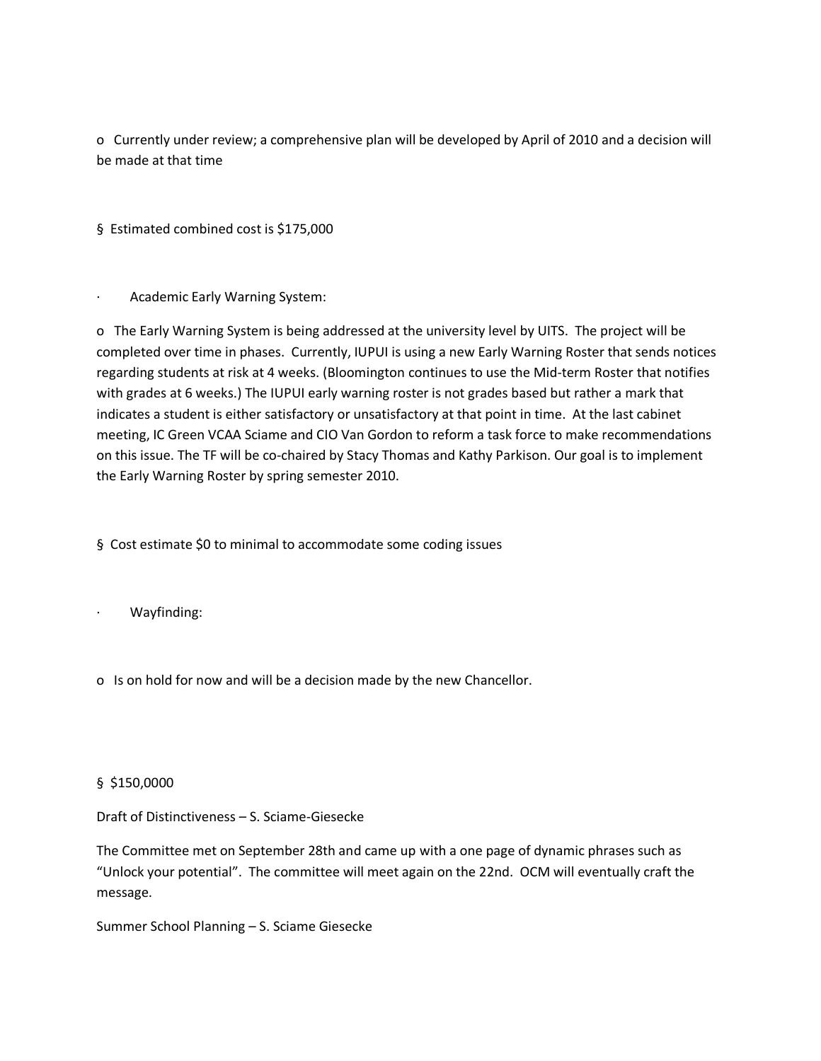o Currently under review; a comprehensive plan will be developed by April of 2010 and a decision will be made at that time

§ Estimated combined cost is $175,000

· Academic Early Warning System:

o The Early Warning System is being addressed at the university level by UITS. The project will be completed over time in phases. Currently, IUPUI is using a new Early Warning Roster that sends notices regarding students at risk at 4 weeks. (Bloomington continues to use the Mid-term Roster that notifies with grades at 6 weeks.) The IUPUI early warning roster is not grades based but rather a mark that indicates a student is either satisfactory or unsatisfactory at that point in time. At the last cabinet meeting, IC Green VCAA Sciame and CIO Van Gordon to reform a task force to make recommendations on this issue. The TF will be co-chaired by Stacy Thomas and Kathy Parkison. Our goal is to implement the Early Warning Roster by spring semester 2010.

§ Cost estimate $0 to minimal to accommodate some coding issues

· Wayfinding:

o Is on hold for now and will be a decision made by the new Chancellor.

§ $150,0000

Draft of Distinctiveness – S. Sciame-Giesecke

The Committee met on September 28th and came up with a one page of dynamic phrases such as "Unlock your potential". The committee will meet again on the 22nd. OCM will eventually craft the message.

Summer School Planning – S. Sciame Giesecke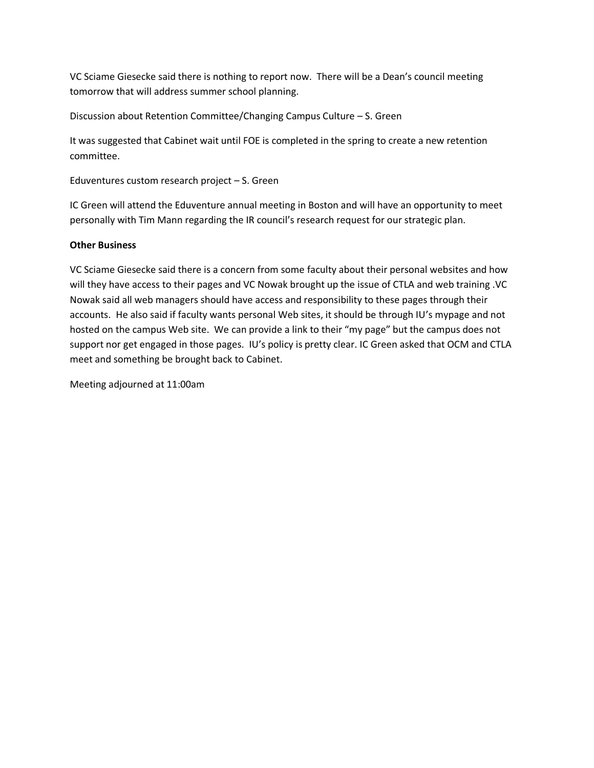VC Sciame Giesecke said there is nothing to report now. There will be a Dean's council meeting tomorrow that will address summer school planning.

Discussion about Retention Committee/Changing Campus Culture – S. Green

It was suggested that Cabinet wait until FOE is completed in the spring to create a new retention committee.

Eduventures custom research project – S. Green

IC Green will attend the Eduventure annual meeting in Boston and will have an opportunity to meet personally with Tim Mann regarding the IR council's research request for our strategic plan.

**Other Business**

VC Sciame Giesecke said there is a concern from some faculty about their personal websites and how will they have access to their pages and VC Nowak brought up the issue of CTLA and web training .VC Nowak said all web managers should have access and responsibility to these pages through their accounts. He also said if faculty wants personal Web sites, it should be through IU's mypage and not hosted on the campus Web site. We can provide a link to their "my page" but the campus does not support nor get engaged in those pages. IU's policy is pretty clear. IC Green asked that OCM and CTLA meet and something be brought back to Cabinet.

Meeting adjourned at 11:00am